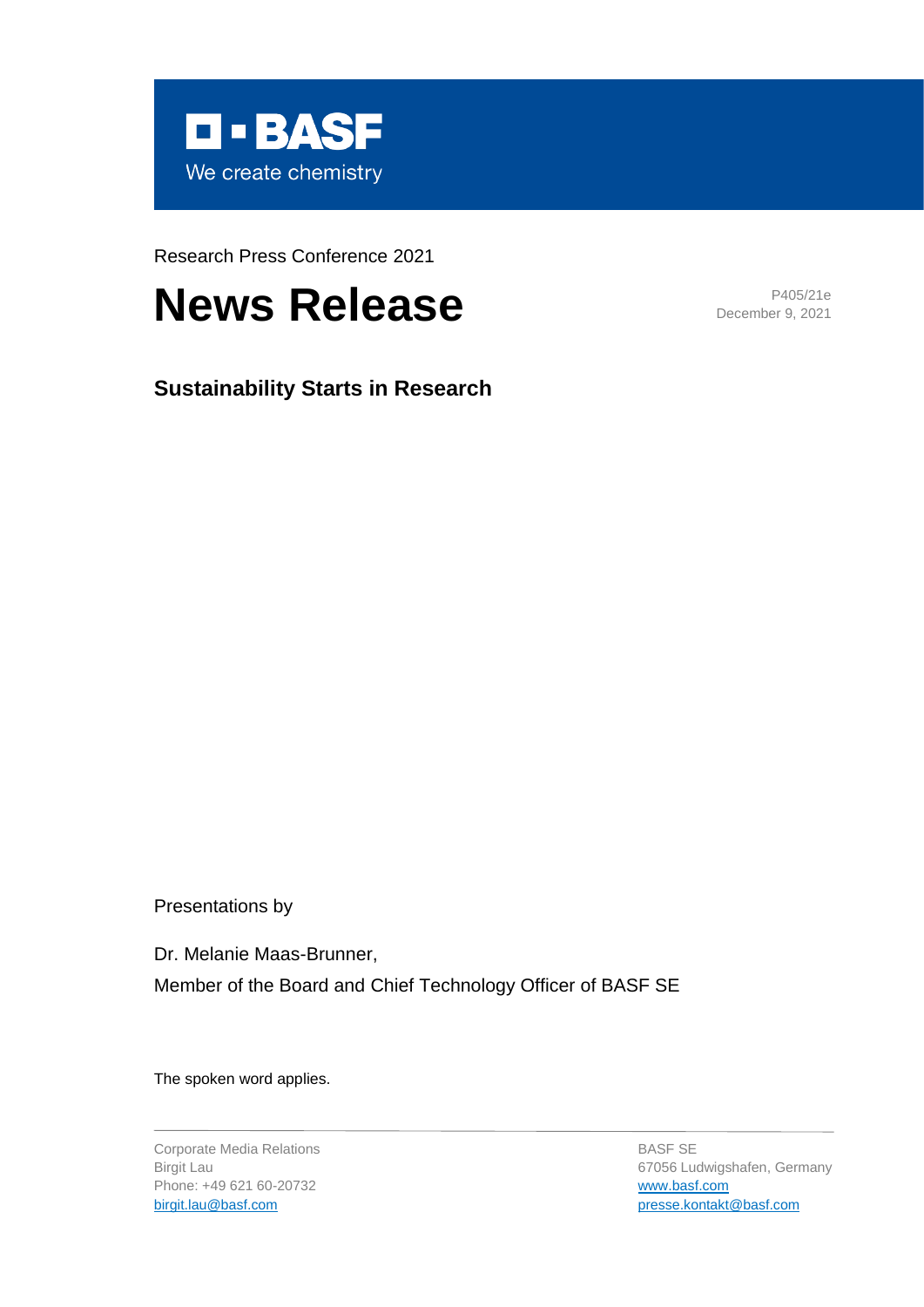BASF
We create chemistry

Research Press Conference 2021

# News Release

P405/21e
December 9, 2021

## Sustainability Starts in Research

Presentations by

Dr. Melanie Maas-Brunner,

Member of the Board and Chief Technology Officer of BASF SE

The spoken word applies.

Corporate Media Relations
Birgit Lau
Phone: +49 621 60-20732
birgit.lau@basf.com

BASF SE
67056 Ludwigshafen, Germany
www.basf.com
presse.kontakt@basf.com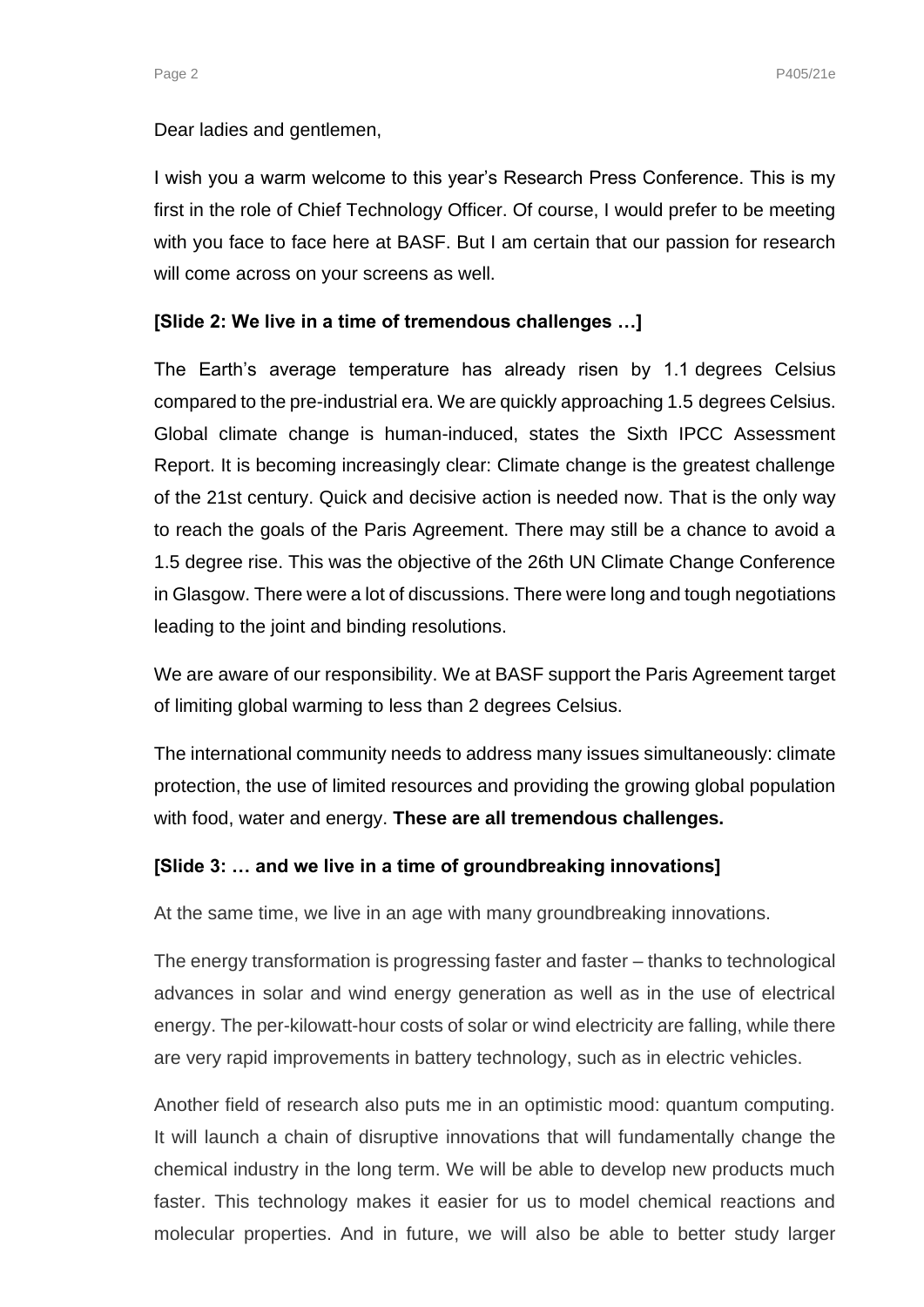Dear ladies and gentlemen,

I wish you a warm welcome to this year's Research Press Conference. This is my first in the role of Chief Technology Officer. Of course, I would prefer to be meeting with you face to face here at BASF. But I am certain that our passion for research will come across on your screens as well.

**[Slide 2: We live in a time of tremendous challenges …]**

The Earth's average temperature has already risen by 1.1 degrees Celsius compared to the pre-industrial era. We are quickly approaching 1.5 degrees Celsius. Global climate change is human-induced, states the Sixth IPCC Assessment Report. It is becoming increasingly clear: Climate change is the greatest challenge of the 21st century. Quick and decisive action is needed now. That is the only way to reach the goals of the Paris Agreement. There may still be a chance to avoid a 1.5 degree rise. This was the objective of the 26th UN Climate Change Conference in Glasgow. There were a lot of discussions. There were long and tough negotiations leading to the joint and binding resolutions.

We are aware of our responsibility. We at BASF support the Paris Agreement target of limiting global warming to less than 2 degrees Celsius.

The international community needs to address many issues simultaneously: climate protection, the use of limited resources and providing the growing global population with food, water and energy. **These are all tremendous challenges.**

**[Slide 3: … and we live in a time of groundbreaking innovations]**

At the same time, we live in an age with many groundbreaking innovations.

The energy transformation is progressing faster and faster – thanks to technological advances in solar and wind energy generation as well as in the use of electrical energy. The per-kilowatt-hour costs of solar or wind electricity are falling, while there are very rapid improvements in battery technology, such as in electric vehicles.

Another field of research also puts me in an optimistic mood: quantum computing. It will launch a chain of disruptive innovations that will fundamentally change the chemical industry in the long term. We will be able to develop new products much faster. This technology makes it easier for us to model chemical reactions and molecular properties. And in future, we will also be able to better study larger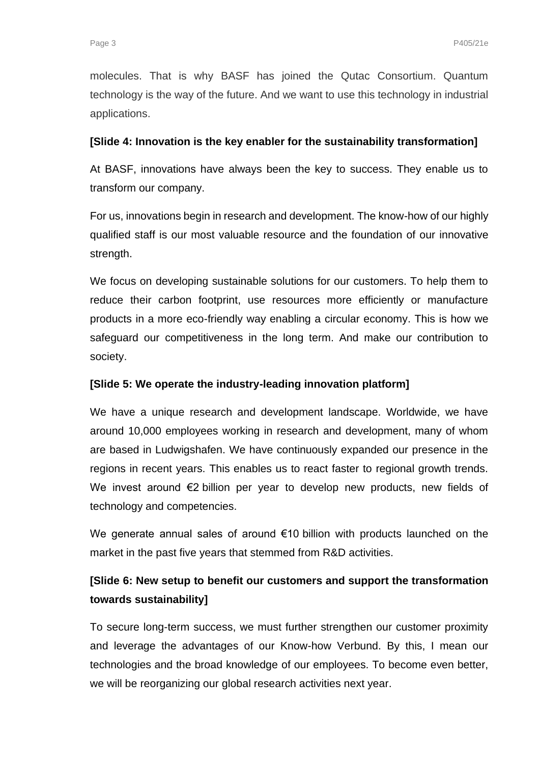molecules. That is why BASF has joined the Qutac Consortium. Quantum technology is the way of the future. And we want to use this technology in industrial applications.

**[Slide 4: Innovation is the key enabler for the sustainability transformation]**

At BASF, innovations have always been the key to success. They enable us to transform our company.

For us, innovations begin in research and development. The know-how of our highly qualified staff is our most valuable resource and the foundation of our innovative strength.

We focus on developing sustainable solutions for our customers. To help them to reduce their carbon footprint, use resources more efficiently or manufacture products in a more eco-friendly way enabling a circular economy. This is how we safeguard our competitiveness in the long term. And make our contribution to society.

**[Slide 5: We operate the industry-leading innovation platform]**

We have a unique research and development landscape. Worldwide, we have around 10,000 employees working in research and development, many of whom are based in Ludwigshafen. We have continuously expanded our presence in the regions in recent years. This enables us to react faster to regional growth trends. We invest around €2 billion per year to develop new products, new fields of technology and competencies.

We generate annual sales of around €10 billion with products launched on the market in the past five years that stemmed from R&D activities.

**[Slide 6: New setup to benefit our customers and support the transformation towards sustainability]**

To secure long-term success, we must further strengthen our customer proximity and leverage the advantages of our Know-how Verbund. By this, I mean our technologies and the broad knowledge of our employees. To become even better, we will be reorganizing our global research activities next year.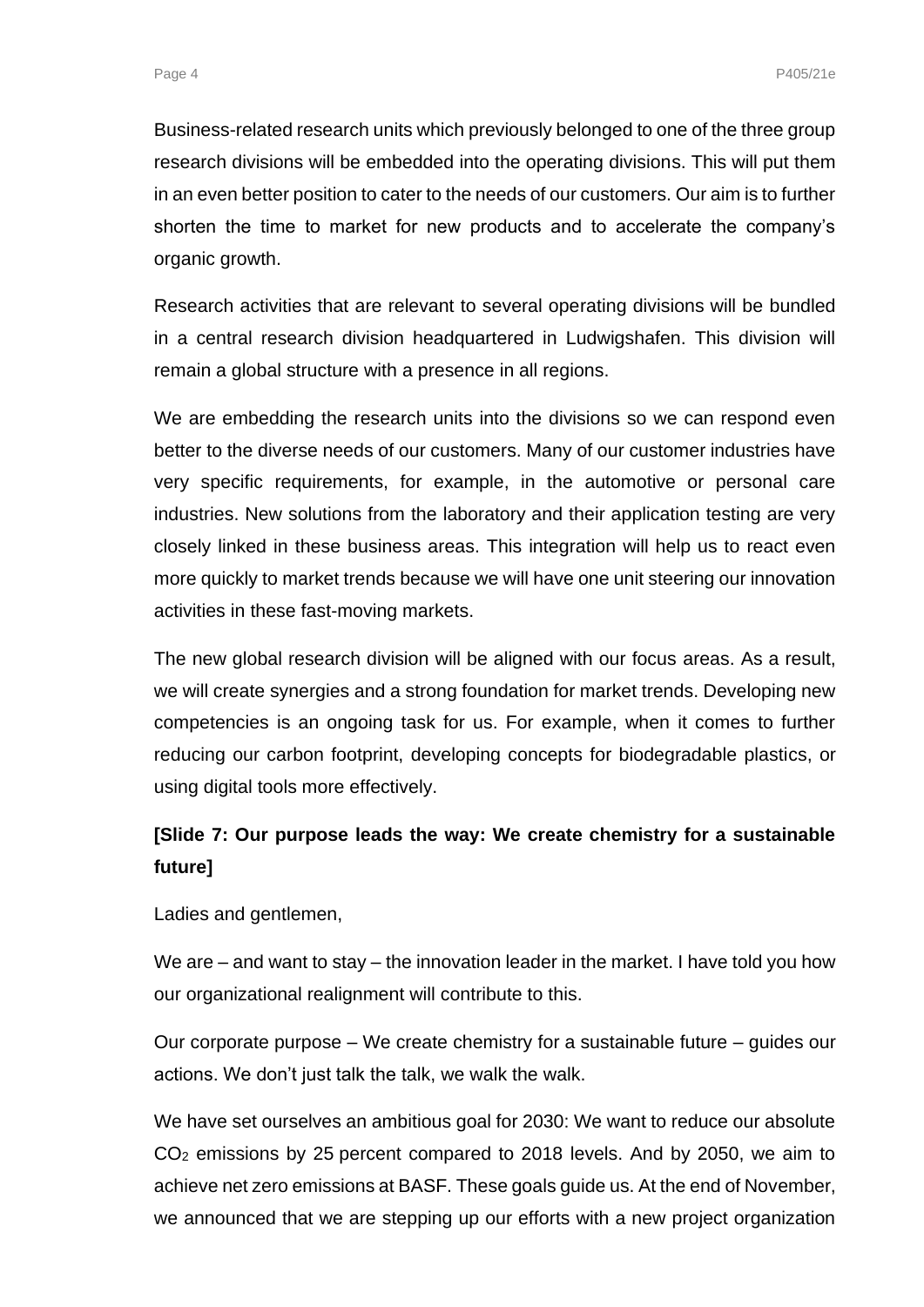Business-related research units which previously belonged to one of the three group research divisions will be embedded into the operating divisions. This will put them in an even better position to cater to the needs of our customers. Our aim is to further shorten the time to market for new products and to accelerate the company's organic growth.

Research activities that are relevant to several operating divisions will be bundled in a central research division headquartered in Ludwigshafen. This division will remain a global structure with a presence in all regions.

We are embedding the research units into the divisions so we can respond even better to the diverse needs of our customers. Many of our customer industries have very specific requirements, for example, in the automotive or personal care industries. New solutions from the laboratory and their application testing are very closely linked in these business areas. This integration will help us to react even more quickly to market trends because we will have one unit steering our innovation activities in these fast-moving markets.

The new global research division will be aligned with our focus areas. As a result, we will create synergies and a strong foundation for market trends. Developing new competencies is an ongoing task for us. For example, when it comes to further reducing our carbon footprint, developing concepts for biodegradable plastics, or using digital tools more effectively.

**[Slide 7: Our purpose leads the way: We create chemistry for a sustainable future]**

Ladies and gentlemen,

We are – and want to stay – the innovation leader in the market. I have told you how our organizational realignment will contribute to this.

Our corporate purpose – We create chemistry for a sustainable future – guides our actions. We don't just talk the talk, we walk the walk.

We have set ourselves an ambitious goal for 2030: We want to reduce our absolute $CO_2$ emissions by 25 percent compared to 2018 levels. And by 2050, we aim to achieve net zero emissions at BASF. These goals guide us. At the end of November, we announced that we are stepping up our efforts with a new project organization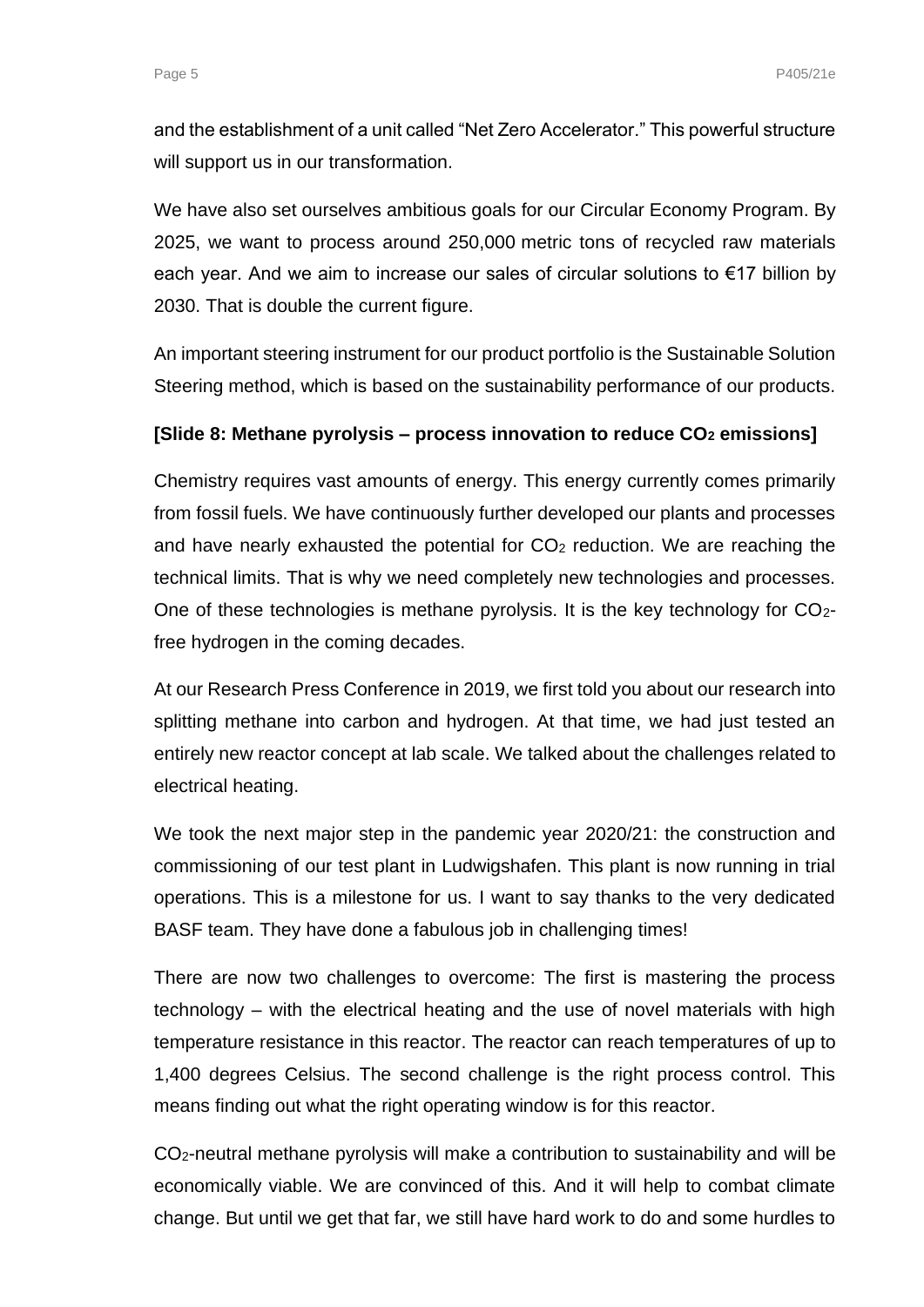and the establishment of a unit called "Net Zero Accelerator." This powerful structure will support us in our transformation.

We have also set ourselves ambitious goals for our Circular Economy Program. By 2025, we want to process around 250,000 metric tons of recycled raw materials each year. And we aim to increase our sales of circular solutions to €17 billion by 2030. That is double the current figure.

An important steering instrument for our product portfolio is the Sustainable Solution Steering method, which is based on the sustainability performance of our products.

**[Slide 8: Methane pyrolysis – process innovation to reduce $CO_2$ emissions]**

Chemistry requires vast amounts of energy. This energy currently comes primarily from fossil fuels. We have continuously further developed our plants and processes and have nearly exhausted the potential for $CO_2$ reduction. We are reaching the technical limits. That is why we need completely new technologies and processes. One of these technologies is methane pyrolysis. It is the key technology for $CO_2$-free hydrogen in the coming decades.

At our Research Press Conference in 2019, we first told you about our research into splitting methane into carbon and hydrogen. At that time, we had just tested an entirely new reactor concept at lab scale. We talked about the challenges related to electrical heating.

We took the next major step in the pandemic year 2020/21: the construction and commissioning of our test plant in Ludwigshafen. This plant is now running in trial operations. This is a milestone for us. I want to say thanks to the very dedicated BASF team. They have done a fabulous job in challenging times!

There are now two challenges to overcome: The first is mastering the process technology – with the electrical heating and the use of novel materials with high temperature resistance in this reactor. The reactor can reach temperatures of up to 1,400 degrees Celsius. The second challenge is the right process control. This means finding out what the right operating window is for this reactor.

$CO_2$-neutral methane pyrolysis will make a contribution to sustainability and will be economically viable. We are convinced of this. And it will help to combat climate change. But until we get that far, we still have hard work to do and some hurdles to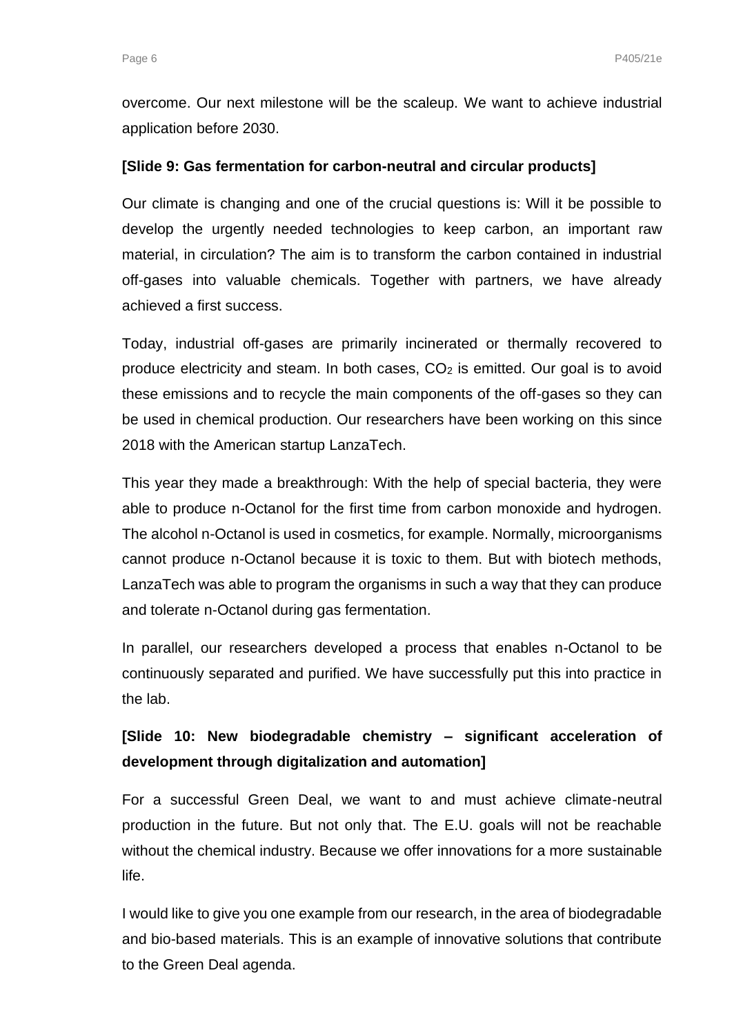overcome. Our next milestone will be the scaleup. We want to achieve industrial application before 2030.

**[Slide 9: Gas fermentation for carbon-neutral and circular products]**

Our climate is changing and one of the crucial questions is: Will it be possible to develop the urgently needed technologies to keep carbon, an important raw material, in circulation? The aim is to transform the carbon contained in industrial off-gases into valuable chemicals. Together with partners, we have already achieved a first success.

Today, industrial off-gases are primarily incinerated or thermally recovered to produce electricity and steam. In both cases, $CO_2$ is emitted. Our goal is to avoid these emissions and to recycle the main components of the off-gases so they can be used in chemical production. Our researchers have been working on this since 2018 with the American startup LanzaTech.

This year they made a breakthrough: With the help of special bacteria, they were able to produce n-Octanol for the first time from carbon monoxide and hydrogen. The alcohol n-Octanol is used in cosmetics, for example. Normally, microorganisms cannot produce n-Octanol because it is toxic to them. But with biotech methods, LanzaTech was able to program the organisms in such a way that they can produce and tolerate n-Octanol during gas fermentation.

In parallel, our researchers developed a process that enables n-Octanol to be continuously separated and purified. We have successfully put this into practice in the lab.

**[Slide 10: New biodegradable chemistry – significant acceleration of development through digitalization and automation]**

For a successful Green Deal, we want to and must achieve climate-neutral production in the future. But not only that. The E.U. goals will not be reachable without the chemical industry. Because we offer innovations for a more sustainable life.

I would like to give you one example from our research, in the area of biodegradable and bio-based materials. This is an example of innovative solutions that contribute to the Green Deal agenda.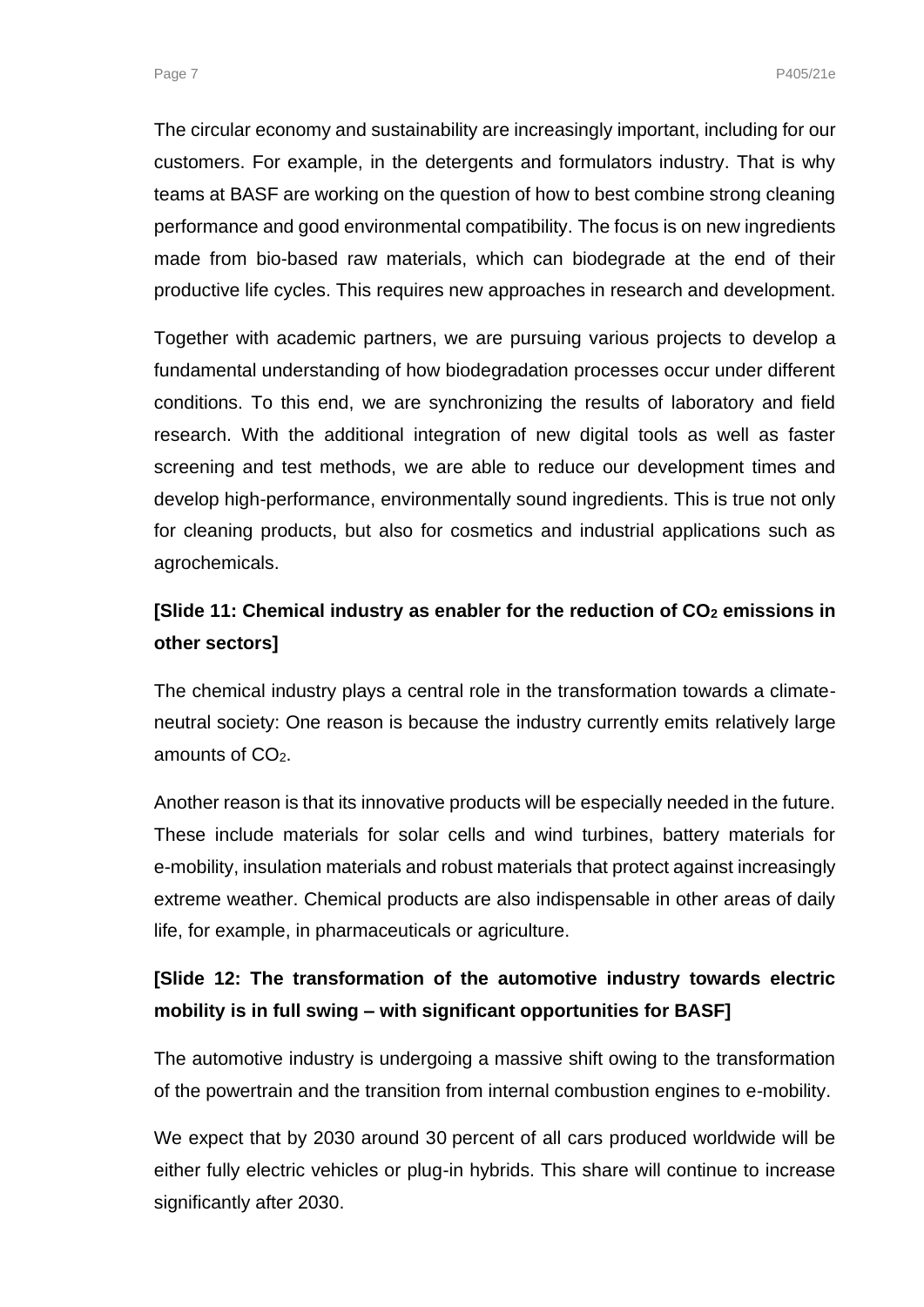The circular economy and sustainability are increasingly important, including for our customers. For example, in the detergents and formulators industry. That is why teams at BASF are working on the question of how to best combine strong cleaning performance and good environmental compatibility. The focus is on new ingredients made from bio-based raw materials, which can biodegrade at the end of their productive life cycles. This requires new approaches in research and development.

Together with academic partners, we are pursuing various projects to develop a fundamental understanding of how biodegradation processes occur under different conditions. To this end, we are synchronizing the results of laboratory and field research. With the additional integration of new digital tools as well as faster screening and test methods, we are able to reduce our development times and develop high-performance, environmentally sound ingredients. This is true not only for cleaning products, but also for cosmetics and industrial applications such as agrochemicals.

**[Slide 11: Chemical industry as enabler for the reduction of $CO_2$ emissions in other sectors]**

The chemical industry plays a central role in the transformation towards a climate-neutral society: One reason is because the industry currently emits relatively large amounts of $CO_2$.

Another reason is that its innovative products will be especially needed in the future. These include materials for solar cells and wind turbines, battery materials for e-mobility, insulation materials and robust materials that protect against increasingly extreme weather. Chemical products are also indispensable in other areas of daily life, for example, in pharmaceuticals or agriculture.

**[Slide 12: The transformation of the automotive industry towards electric mobility is in full swing – with significant opportunities for BASF]**

The automotive industry is undergoing a massive shift owing to the transformation of the powertrain and the transition from internal combustion engines to e-mobility.

We expect that by 2030 around 30 percent of all cars produced worldwide will be either fully electric vehicles or plug-in hybrids. This share will continue to increase significantly after 2030.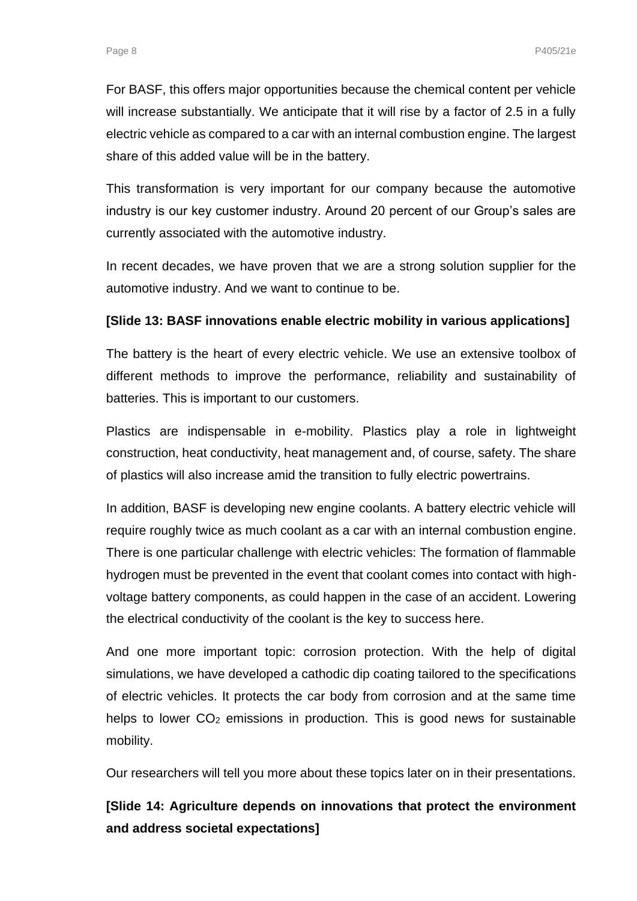For BASF, this offers major opportunities because the chemical content per vehicle will increase substantially. We anticipate that it will rise by a factor of 2.5 in a fully electric vehicle as compared to a car with an internal combustion engine. The largest share of this added value will be in the battery.

This transformation is very important for our company because the automotive industry is our key customer industry. Around 20 percent of our Group's sales are currently associated with the automotive industry.

In recent decades, we have proven that we are a strong solution supplier for the automotive industry. And we want to continue to be.

**[Slide 13: BASF innovations enable electric mobility in various applications]**

The battery is the heart of every electric vehicle. We use an extensive toolbox of different methods to improve the performance, reliability and sustainability of batteries. This is important to our customers.

Plastics are indispensable in e-mobility. Plastics play a role in lightweight construction, heat conductivity, heat management and, of course, safety. The share of plastics will also increase amid the transition to fully electric powertrains.

In addition, BASF is developing new engine coolants. A battery electric vehicle will require roughly twice as much coolant as a car with an internal combustion engine. There is one particular challenge with electric vehicles: The formation of flammable hydrogen must be prevented in the event that coolant comes into contact with high-voltage battery components, as could happen in the case of an accident. Lowering the electrical conductivity of the coolant is the key to success here.

And one more important topic: corrosion protection. With the help of digital simulations, we have developed a cathodic dip coating tailored to the specifications of electric vehicles. It protects the car body from corrosion and at the same time helps to lower $CO_2$ emissions in production. This is good news for sustainable mobility.

Our researchers will tell you more about these topics later on in their presentations.

**[Slide 14: Agriculture depends on innovations that protect the environment and address societal expectations]**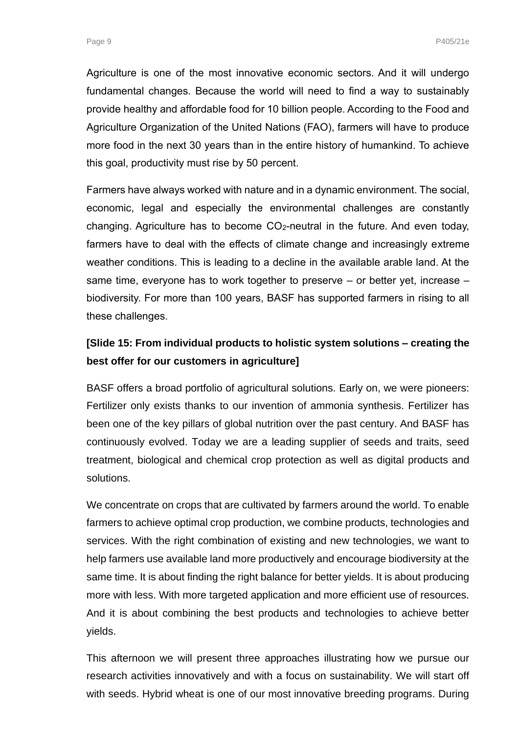Agriculture is one of the most innovative economic sectors. And it will undergo fundamental changes. Because the world will need to find a way to sustainably provide healthy and affordable food for 10 billion people. According to the Food and Agriculture Organization of the United Nations (FAO), farmers will have to produce more food in the next 30 years than in the entire history of humankind. To achieve this goal, productivity must rise by 50 percent.

Farmers have always worked with nature and in a dynamic environment. The social, economic, legal and especially the environmental challenges are constantly changing. Agriculture has to become $CO_2$-neutral in the future. And even today, farmers have to deal with the effects of climate change and increasingly extreme weather conditions. This is leading to a decline in the available arable land. At the same time, everyone has to work together to preserve – or better yet, increase – biodiversity. For more than 100 years, BASF has supported farmers in rising to all these challenges.

**[Slide 15: From individual products to holistic system solutions – creating the best offer for our customers in agriculture]**

BASF offers a broad portfolio of agricultural solutions. Early on, we were pioneers: Fertilizer only exists thanks to our invention of ammonia synthesis. Fertilizer has been one of the key pillars of global nutrition over the past century. And BASF has continuously evolved. Today we are a leading supplier of seeds and traits, seed treatment, biological and chemical crop protection as well as digital products and solutions.

We concentrate on crops that are cultivated by farmers around the world. To enable farmers to achieve optimal crop production, we combine products, technologies and services. With the right combination of existing and new technologies, we want to help farmers use available land more productively and encourage biodiversity at the same time. It is about finding the right balance for better yields. It is about producing more with less. With more targeted application and more efficient use of resources. And it is about combining the best products and technologies to achieve better yields.

This afternoon we will present three approaches illustrating how we pursue our research activities innovatively and with a focus on sustainability. We will start off with seeds. Hybrid wheat is one of our most innovative breeding programs. During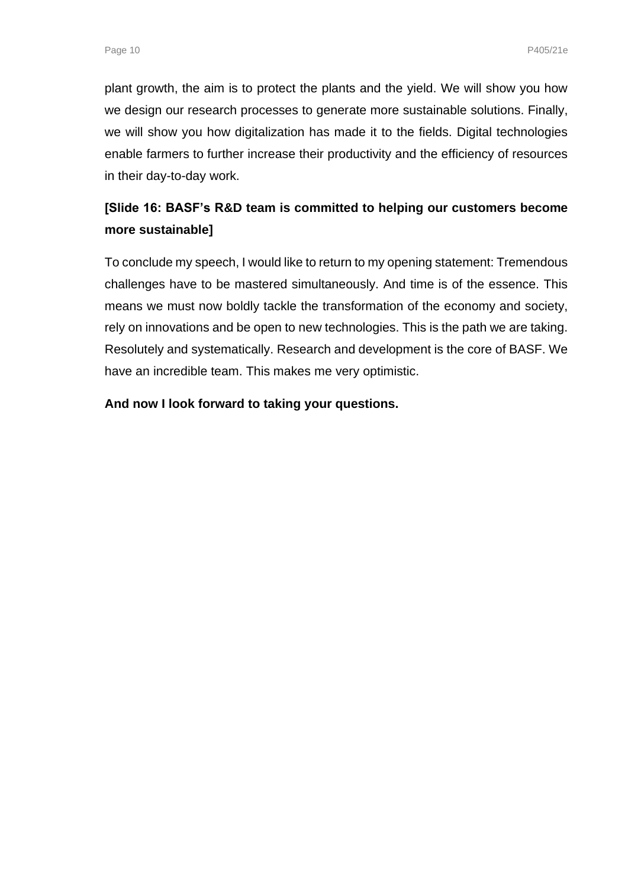plant growth, the aim is to protect the plants and the yield. We will show you how we design our research processes to generate more sustainable solutions. Finally, we will show you how digitalization has made it to the fields. Digital technologies enable farmers to further increase their productivity and the efficiency of resources in their day-to-day work.

**[Slide 16: BASF's R&D team is committed to helping our customers become more sustainable]**

To conclude my speech, I would like to return to my opening statement: Tremendous challenges have to be mastered simultaneously. And time is of the essence. This means we must now boldly tackle the transformation of the economy and society, rely on innovations and be open to new technologies. This is the path we are taking. Resolutely and systematically. Research and development is the core of BASF. We have an incredible team. This makes me very optimistic.

**And now I look forward to taking your questions.**